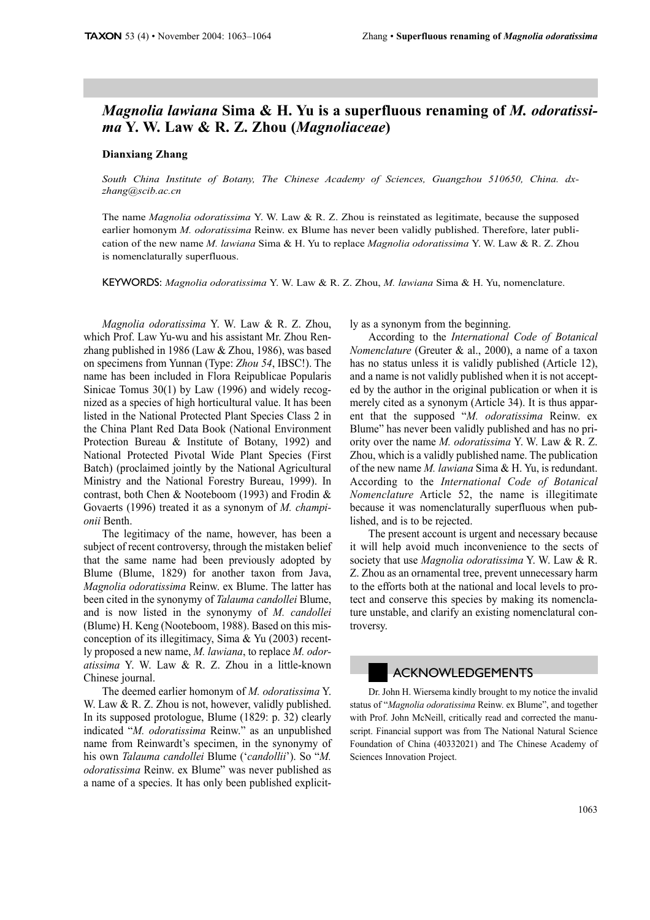# *Magnolia lawiana* Sima & H. Yu is a superfluous renaming of *M. odoratissima* Y. W. Law & R. Z. Zhou (*Magnoliaceae*)

**Dianxiang Zhang**

*South China Institute of Botany, The Chinese Academy of Sciences, Guangzhou 510650, China. dxzhang@scib.ac.cn*

The name *Magnolia odoratissima* Y. W. Law & R. Z. Zhou is reinstated as legitimate, because the supposed earlier homonym *M. odoratissima* Reinw. ex Blume has never been validly published. Therefore, later publication of the new name *M. lawiana* Sima & H. Yu to replace *Magnolia odoratissima* Y. W. Law & R. Z. Zhou is nomenclaturally superfluous.

KEYWORDS: *Magnolia odoratissima* Y. W. Law & R. Z. Zhou, *M. lawiana* Sima & H. Yu, nomenclature.

*Magnolia odoratissima* Y. W. Law & R. Z. Zhou, which Prof. Law Yu-wu and his assistant Mr. Zhou Renzhang published in 1986 (Law & Zhou, 1986), was based on specimens from Yunnan (Type: *Zhou 54*, IBSC!). The name has been included in Flora Reipublicae Popularis Sinicae Tomus 30(1) by Law (1996) and widely recognized as a species of high horticultural value. It has been listed in the National Protected Plant Species Class 2 in the China Plant Red Data Book (National Environment Protection Bureau & Institute of Botany, 1992) and National Protected Pivotal Wide Plant Species (First Batch) (proclaimed jointly by the National Agricultural Ministry and the National Forestry Bureau, 1999). In contrast, both Chen & Nooteboom (1993) and Frodin & Govaerts (1996) treated it as a synonym of *M. championii* Benth.

The legitimacy of the name, however, has been a subject of recent controversy, through the mistaken belief that the same name had been previously adopted by Blume (Blume, 1829) for another taxon from Java, *Magnolia odoratissima* Reinw. ex Blume. The latter has been cited in the synonymy of *Talauma candollei* Blume, and is now listed in the synonymy of *M. candollei* (Blume) H. Keng (Nooteboom, 1988). Based on this misconception of its illegitimacy, Sima & Yu (2003) recently proposed a new name, *M. lawiana*, to replace *M. odoratissima* Y. W. Law & R. Z. Zhou in a little-known Chinese journal.

The deemed earlier homonym of *M. odoratissima* Y. W. Law & R. Z. Zhou is not, however, validly published. In its supposed protologue, Blume (1829: p. 32) clearly indicated "*M. odoratissima* Reinw." as an unpublished name from Reinwardt's specimen, in the synonymy of his own *Talauma candollei* Blume ('*candollii*'). So "*M. odoratissima* Reinw. ex Blume" was never published as a name of a species. It has only been published explicitly as a synonym from the beginning.

According to the *International Code of Botanical Nomenclature* (Greuter & al., 2000), a name of a taxon has no status unless it is validly published (Article 12), and a name is not validly published when it is not accepted by the author in the original publication or when it is merely cited as a synonym (Article 34). It is thus apparent that the supposed "*M. odoratissima* Reinw. ex Blume" has never been validly published and has no priority over the name *M. odoratissima* Y. W. Law & R. Z. Zhou, which is a validly published name. The publication of the new name *M. lawiana* Sima & H. Yu, is redundant. According to the *International Code of Botanical Nomenclature* Article 52, the name is illegitimate because it was nomenclaturally superfluous when published, and is to be rejected.

The present account is urgent and necessary because it will help avoid much inconvenience to the sects of society that use *Magnolia odoratissima* Y. W. Law & R. Z. Zhou as an ornamental tree, prevent unnecessary harm to the efforts both at the national and local levels to protect and conserve this species by making its nomenclature unstable, and clarify an existing nomenclatural controversy.

## ACKNOWLEDGEMENTS

Dr. John H. Wiersema kindly brought to my notice the invalid status of "*Magnolia odoratissima* Reinw. ex Blume", and together with Prof. John McNeill, critically read and corrected the manuscript. Financial support was from The National Natural Science Foundation of China (40332021) and The Chinese Academy of Sciences Innovation Project.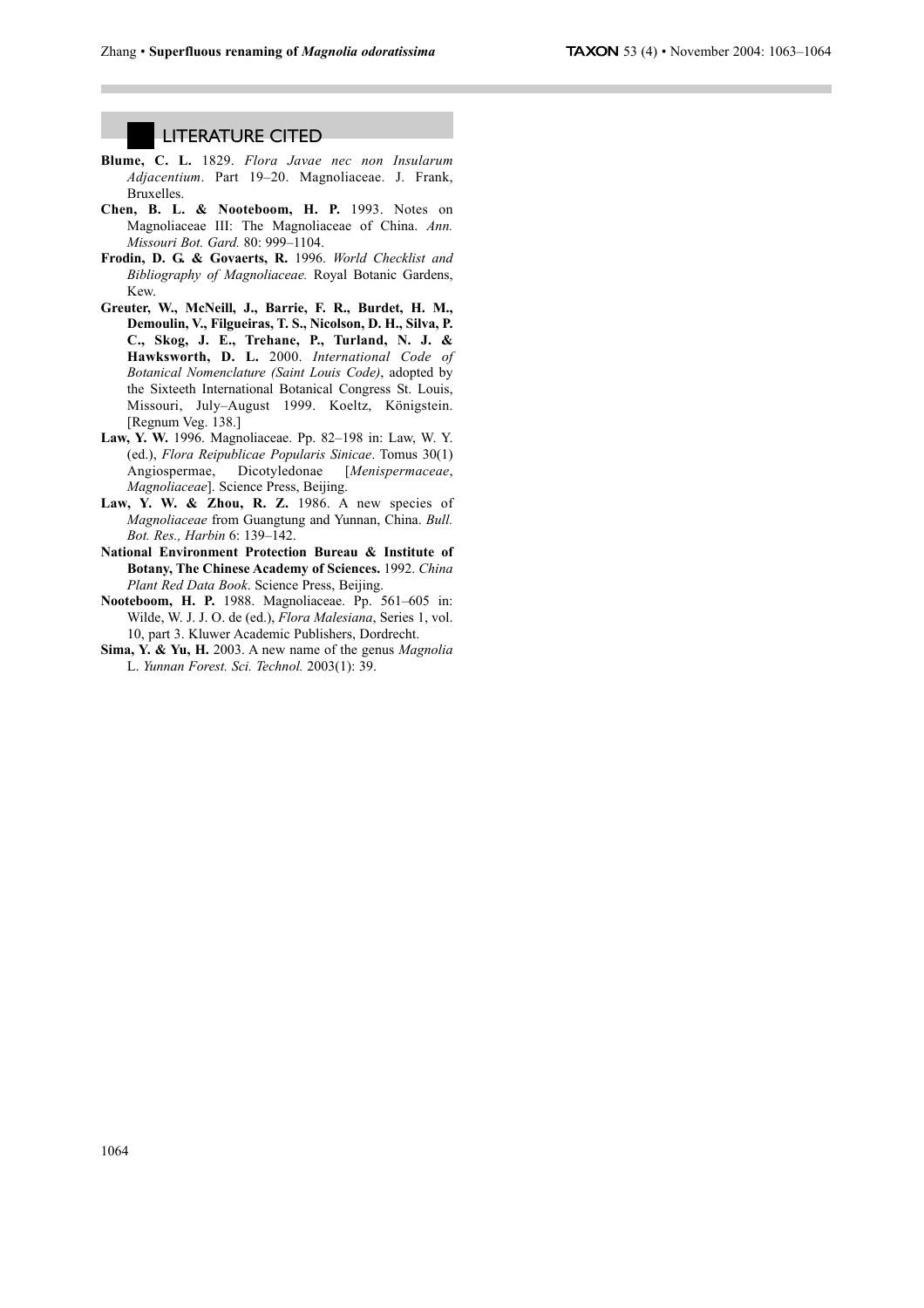## LITERATURE CITED

**Blume, C. L.** 1829. *Flora Javae nec non Insularum Adjacentium*. Part 19–20. Magnoliaceae. J. Frank, Bruxelles.

**Chen, B. L. & Nooteboom, H. P.** 1993. Notes on Magnoliaceae III: The Magnoliaceae of China. *Ann. Missouri Bot. Gard.* 80: 999–1104.

**Frodin, D. G. & Govaerts, R.** 1996. *World Checklist and Bibliography of Magnoliaceae.* Royal Botanic Gardens, Kew.

**Greuter, W., McNeill, J., Barrie, F. R., Burdet, H. M., Demoulin, V., Filgueiras, T. S., Nicolson, D. H., Silva, P. C., Skog, J. E., Trehane, P., Turland, N. J. & Hawksworth, D. L.** 2000. *International Code of Botanical Nomenclature (Saint Louis Code)*, adopted by the Sixteeth International Botanical Congress St. Louis, Missouri, July–August 1999. Koeltz, Königstein. [Regnum Veg. 138.]

**Law, Y. W.** 1996. Magnoliaceae. Pp. 82–198 in: Law, W. Y. (ed.), *Flora Reipublicae Popularis Sinicae*. Tomus 30(1) Angiospermae, Dicotyledonae [*Menispermaceae*, *Magnoliaceae*]. Science Press, Beijing.

**Law, Y. W. & Zhou, R. Z.** 1986. A new species of *Magnoliaceae* from Guangtung and Yunnan, China. *Bull. Bot. Res., Harbin* 6: 139–142.

**National Environment Protection Bureau & Institute of Botany, The Chinese Academy of Sciences.** 1992. *China Plant Red Data Book*. Science Press, Beijing.

**Nooteboom, H. P.** 1988. Magnoliaceae. Pp. 561–605 in: Wilde, W. J. J. O. de (ed.), *Flora Malesiana*, Series 1, vol. 10, part 3. Kluwer Academic Publishers, Dordrecht.

**Sima, Y. & Yu, H.** 2003. A new name of the genus *Magnolia* L. *Yunnan Forest. Sci. Technol.* 2003(1): 39.